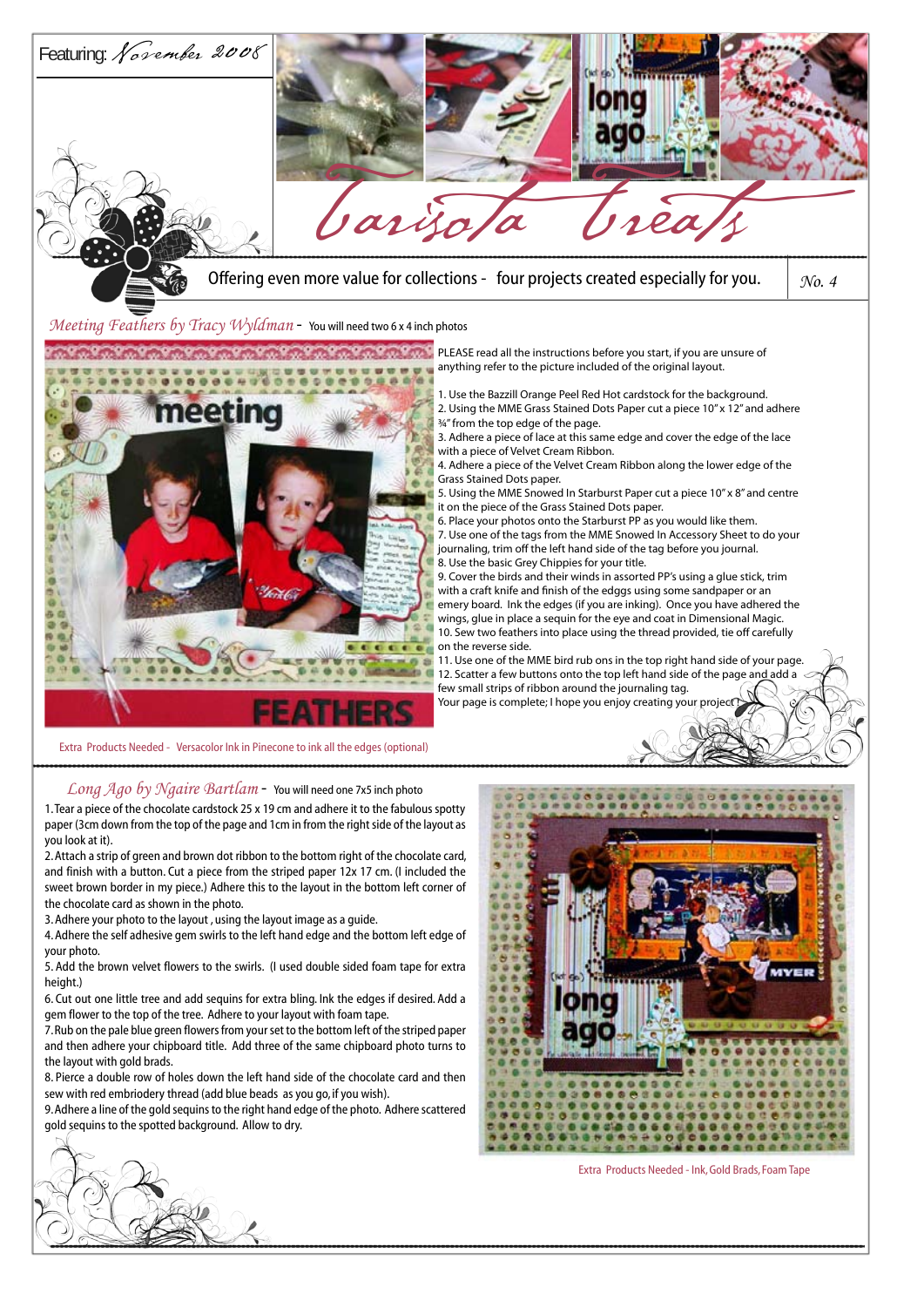Featuring: *November 2008*

# Carisota Treats

Offering even more value for collections - four projects created especially for you.

*No. 4*

## *Meeting Feathers by Tracy Wyldman* - You will need two 6 x 4 inch photos

PLEASE read all the instructions before you start, if you are unsure of anything refer to the picture included of the original layout.

1. Use the Bazzill Orange Peel Red Hot cardstock for the background.
2. Using the MME Grass Stained Dots Paper cut a piece 10" x 12" and adhere ¾" from the top edge of the page.
3. Adhere a piece of lace at this same edge and cover the edge of the lace with a piece of Velvet Cream Ribbon.
4. Adhere a piece of the Velvet Cream Ribbon along the lower edge of the Grass Stained Dots paper.
5. Using the MME Snowed In Starburst Paper cut a piece 10" x 8" and centre it on the piece of the Grass Stained Dots paper.
6. Place your photos onto the Starburst PP as you would like them.
7. Use one of the tags from the MME Snowed In Accessory Sheet to do your journaling, trim off the left hand side of the tag before you journal.
8. Use the basic Grey Chippies for your title.
9. Cover the birds and their winds in assorted PP's using a glue stick, trim with a craft knife and finish of the edggs using some sandpaper or an emery board. Ink the edges (if you are inking). Once you have adhered the wings, glue in place a sequin for the eye and coat in Dimensional Magic.
10. Sew two feathers into place using the thread provided, tie off carefully on the reverse side.
11. Use one of the MME bird rub ons in the top right hand side of your page.
12. Scatter a few buttons onto the top left hand side of the page and add a few small strips of ribbon around the journaling tag.

Your page is complete; I hope you enjoy creating your project.

Extra Products Needed - Versacolor Ink in Pinecone to ink all the edges (optional)

## *Long Ago by Ngaire Bartlam* - You will need one 7x5 inch photo

1. Tear a piece of the chocolate cardstock 25 x 19 cm and adhere it to the fabulous spotty paper (3cm down from the top of the page and 1cm in from the right side of the layout as you look at it).
2. Attach a strip of green and brown dot ribbon to the bottom right of the chocolate card, and finish with a button. Cut a piece from the striped paper 12x 17 cm. (I included the sweet brown border in my piece.) Adhere this to the layout in the bottom left corner of the chocolate card as shown in the photo.
3. Adhere your photo to the layout , using the layout image as a guide.
4. Adhere the self adhesive gem swirls to the left hand edge and the bottom left edge of your photo.
5. Add the brown velvet flowers to the swirls. (I used double sided foam tape for extra height.)
6. Cut out one little tree and add sequins for extra bling. Ink the edges if desired. Add a gem flower to the top of the tree. Adhere to your layout with foam tape.
7. Rub on the pale blue green flowers from your set to the bottom left of the striped paper and then adhere your chipboard title. Add three of the same chipboard photo turns to the layout with gold brads.
8. Pierce a double row of holes down the left hand side of the chocolate card and then sew with red embriodery thread (add blue beads as you go, if you wish).
9. Adhere a line of the gold sequins to the right hand edge of the photo. Adhere scattered gold sequins to the spotted background. Allow to dry.

Extra Products Needed - Ink, Gold Brads, Foam Tape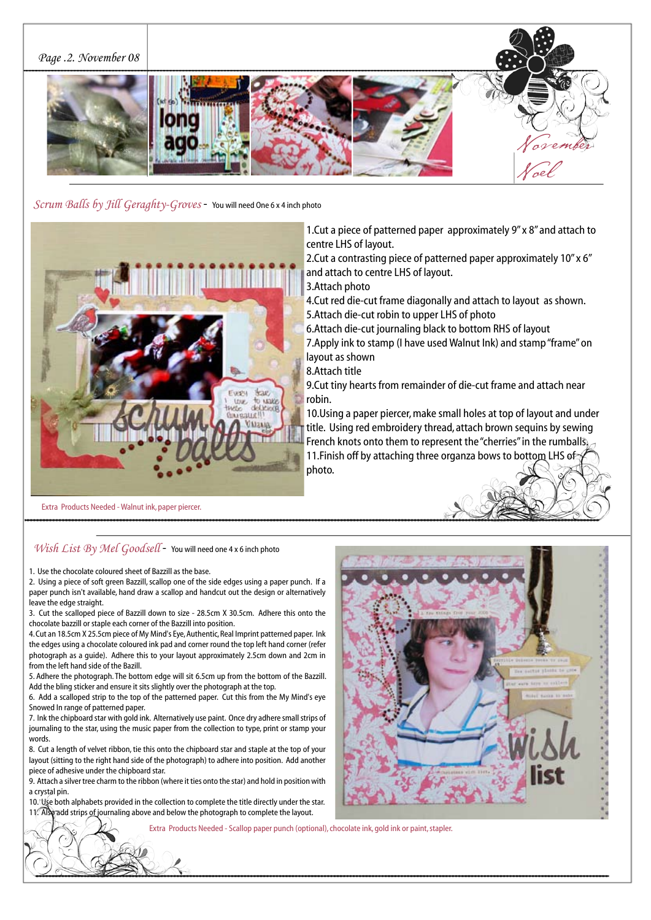November Noel

## Scrum Balls by Jill Geraghty-Groves - You will need One 6 x 4 inch photo

1. Cut a piece of patterned paper approximately 9" x 8" and attach to centre LHS of layout.
2. Cut a contrasting piece of patterned paper approximately 10" x 6" and attach to centre LHS of layout.
3. Attach photo
4. Cut red die-cut frame diagonally and attach to layout as shown.
5. Attach die-cut robin to upper LHS of photo
6. Attach die-cut journaling black to bottom RHS of layout
7. Apply ink to stamp (I have used Walnut Ink) and stamp "frame" on layout as shown
8. Attach title
9. Cut tiny hearts from remainder of die-cut frame and attach near robin.
10. Using a paper piercer, make small holes at top of layout and under title. Using red embroidery thread, attach brown sequins by sewing French knots onto them to represent the "cherries" in the rumballs.
11. Finish off by attaching three organza bows to bottom LHS of photo.

Extra Products Needed - Walnut ink, paper piercer.

## Wish List By Mel Goodsell - You will need one 4 x 6 inch photo

1. Use the chocolate coloured sheet of Bazzill as the base.
2. Using a piece of soft green Bazzill, scallop one of the side edges using a paper punch. If a paper punch isn't available, hand draw a scallop and handcut out the design or alternatively leave the edge straight.
3. Cut the scalloped piece of Bazzill down to size - 28.5cm X 30.5cm. Adhere this onto the chocolate bazzill or staple each corner of the Bazzill into position.
4. Cut an 18.5cm X 25.5cm piece of My Mind's Eye, Authentic, Real Imprint patterned paper. Ink the edges using a chocolate coloured ink pad and corner round the top left hand corner (refer photograph as a guide). Adhere this to your layout approximately 2.5cm down and 2cm in from the left hand side of the Bazill.
5. Adhere the photograph. The bottom edge will sit 6.5cm up from the bottom of the Bazzill. Add the bling sticker and ensure it sits slightly over the photograph at the top.
6. Add a scalloped strip to the top of the patterned paper. Cut this from the My Mind's eye Snowed In range of patterned paper.
7. Ink the chipboard star with gold ink. Alternatively use paint. Once dry adhere small strips of journaling to the star, using the music paper from the collection to type, print or stamp your words.
8. Cut a length of velvet ribbon, tie this onto the chipboard star and staple at the top of your layout (sitting to the right hand side of the photograph) to adhere into position. Add another piece of adhesive under the chipboard star.
9. Attach a silver tree charm to the ribbon (where it ties onto the star) and hold in position with a crystal pin.
10. Use both alphabets provided in the collection to complete the title directly under the star.
11. Also add strips of journaling above and below the photograph to complete the layout.

Extra Products Needed - Scallop paper punch (optional), chocolate ink, gold ink or paint, stapler.